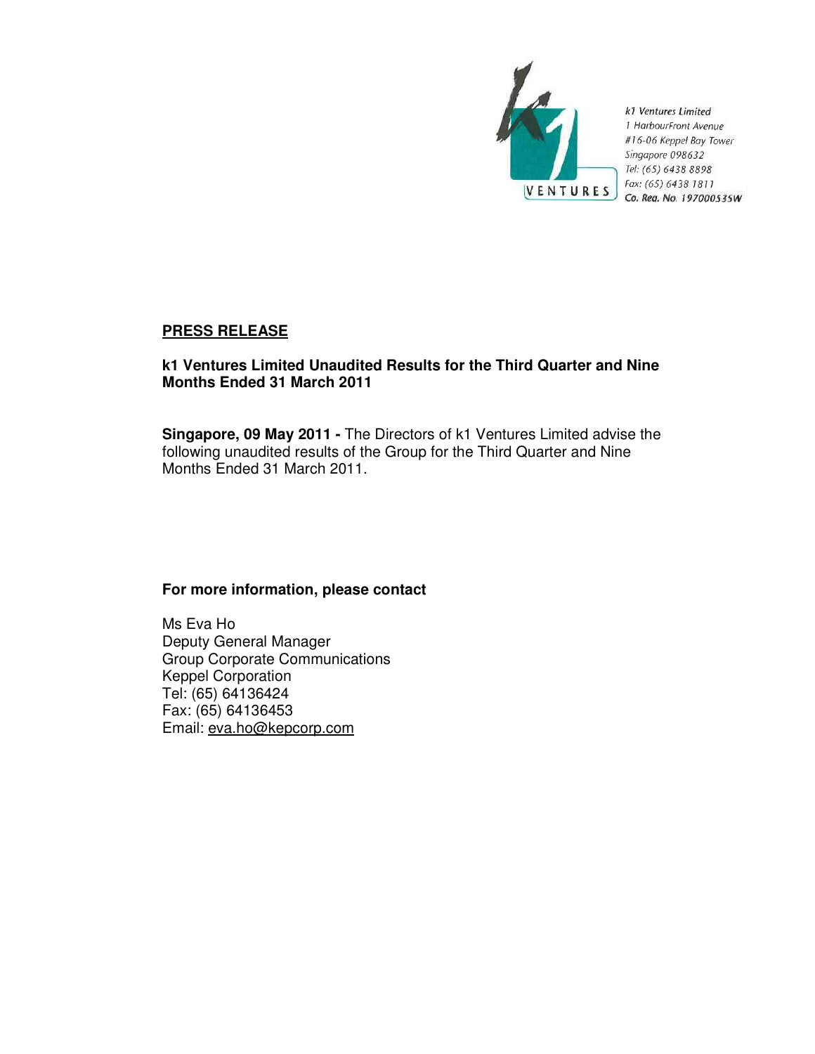k1 Ventures Limited
1 HarbourFront Avenue
#16-06 Keppel Bay Tower
Singapore 098632
Tel: (65) 6438 8898
Fax: (65) 6438 1811
Co. Reg. No. 197000535W

## PRESS RELEASE

**k1 Ventures Limited Unaudited Results for the Third Quarter and Nine Months Ended 31 March 2011**

**Singapore, 09 May 2011 -** The Directors of k1 Ventures Limited advise the following unaudited results of the Group for the Third Quarter and Nine Months Ended 31 March 2011.

**For more information, please contact**

Ms Eva Ho
Deputy General Manager
Group Corporate Communications
Keppel Corporation
Tel: (65) 64136424
Fax: (65) 64136453
Email: eva.ho@kepcorp.com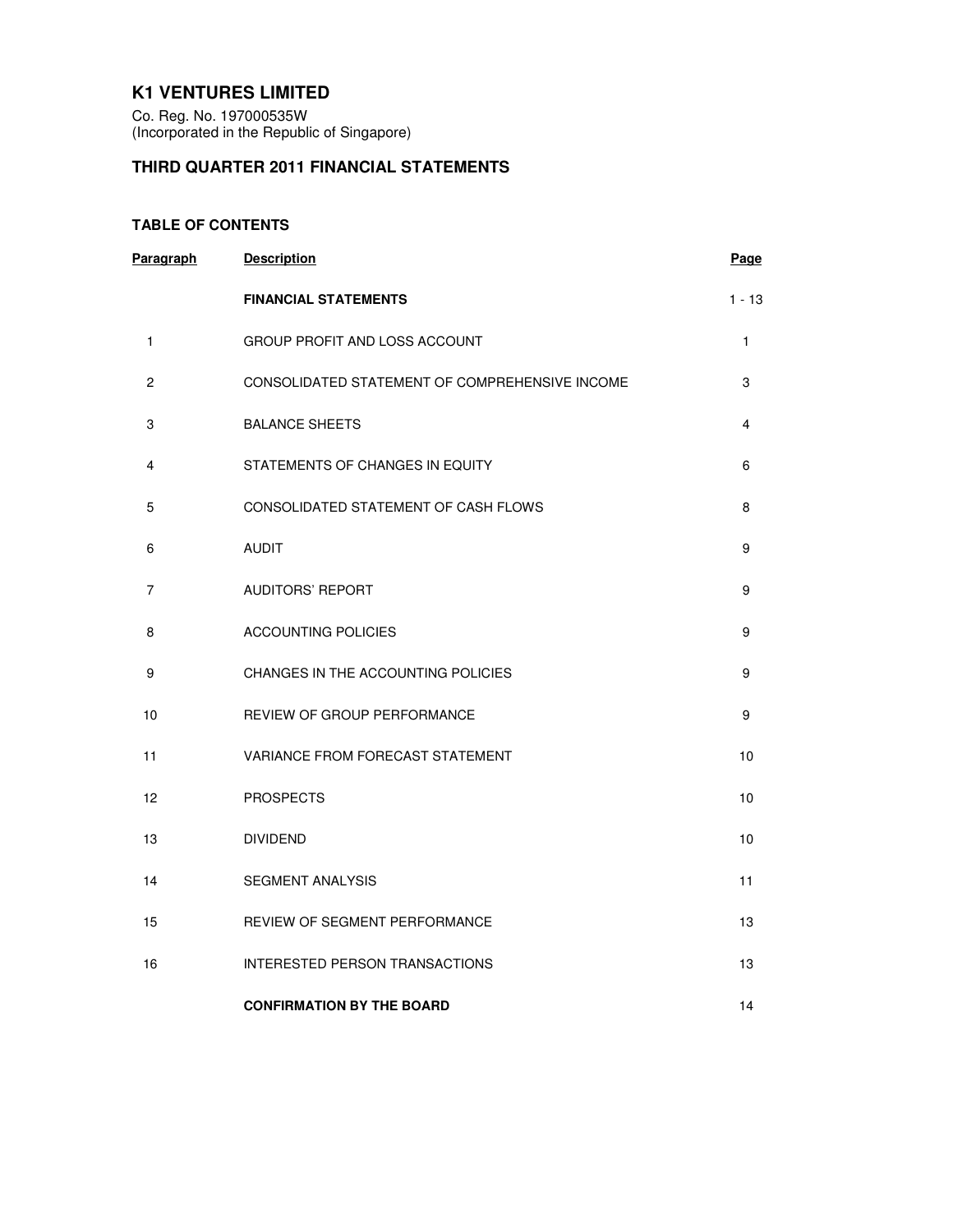# K1 VENTURES LIMITED

Co. Reg. No. 197000535W
(Incorporated in the Republic of Singapore)

## THIRD QUARTER 2011 FINANCIAL STATEMENTS

### TABLE OF CONTENTS

| Paragraph | Description | Page |
|---|---|---|
| | **FINANCIAL STATEMENTS** | 1 - 13 |
| 1 | GROUP PROFIT AND LOSS ACCOUNT | 1 |
| 2 | CONSOLIDATED STATEMENT OF COMPREHENSIVE INCOME | 3 |
| 3 | BALANCE SHEETS | 4 |
| 4 | STATEMENTS OF CHANGES IN EQUITY | 6 |
| 5 | CONSOLIDATED STATEMENT OF CASH FLOWS | 8 |
| 6 | AUDIT | 9 |
| 7 | AUDITORS' REPORT | 9 |
| 8 | ACCOUNTING POLICIES | 9 |
| 9 | CHANGES IN THE ACCOUNTING POLICIES | 9 |
| 10 | REVIEW OF GROUP PERFORMANCE | 9 |
| 11 | VARIANCE FROM FORECAST STATEMENT | 10 |
| 12 | PROSPECTS | 10 |
| 13 | DIVIDEND | 10 |
| 14 | SEGMENT ANALYSIS | 11 |
| 15 | REVIEW OF SEGMENT PERFORMANCE | 13 |
| 16 | INTERESTED PERSON TRANSACTIONS | 13 |
| | **CONFIRMATION BY THE BOARD** | 14 |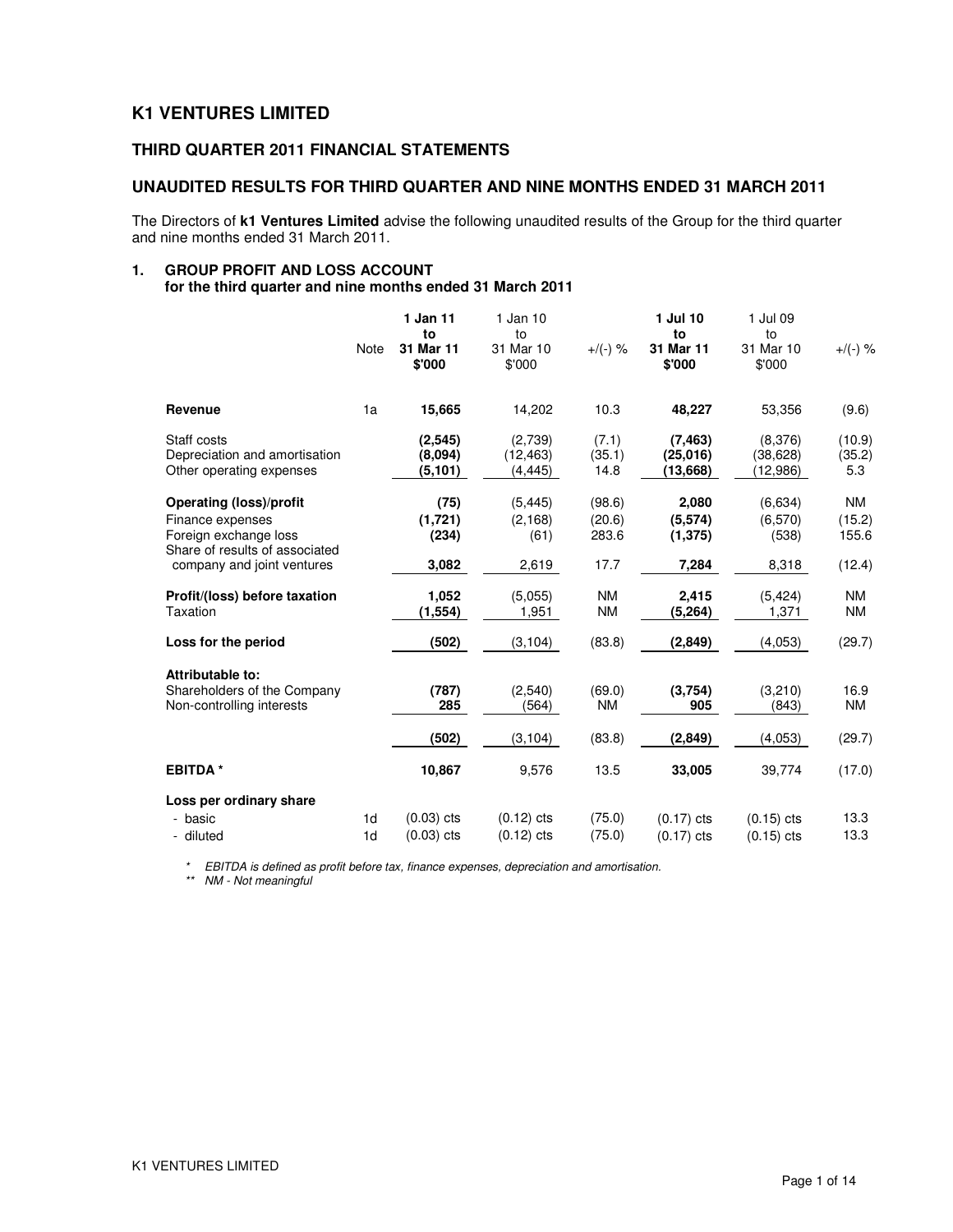# K1 VENTURES LIMITED

## THIRD QUARTER 2011 FINANCIAL STATEMENTS

## UNAUDITED RESULTS FOR THIRD QUARTER AND NINE MONTHS ENDED 31 MARCH 2011

The Directors of **k1 Ventures Limited** advise the following unaudited results of the Group for the third quarter and nine months ended 31 March 2011.

### 1. GROUP PROFIT AND LOSS ACCOUNT
**for the third quarter and nine months ended 31 March 2011**

| | Note | **1 Jan 11 to 31 Mar 11 $'000** | 1 Jan 10 to 31 Mar 10 $'000 | +/(-) % | **1 Jul 10 to 31 Mar 11 $'000** | 1 Jul 09 to 31 Mar 10 $'000 | +/(-) % |
|---|---|---|---|---|---|---|---|
| **Revenue** | 1a | **15,665** | 14,202 | 10.3 | **48,227** | 53,356 | (9.6) |
| Staff costs | | **(2,545)** | (2,739) | (7.1) | **(7,463)** | (8,376) | (10.9) |
| Depreciation and amortisation | | **(8,094)** | (12,463) | (35.1) | **(25,016)** | (38,628) | (35.2) |
| Other operating expenses | | **(5,101)** | (4,445) | 14.8 | **(13,668)** | (12,986) | 5.3 |
| **Operating (loss)/profit** | | **(75)** | (5,445) | (98.6) | **2,080** | (6,634) | NM |
| Finance expenses | | **(1,721)** | (2,168) | (20.6) | **(5,574)** | (6,570) | (15.2) |
| Foreign exchange loss | | **(234)** | (61) | 283.6 | **(1,375)** | (538) | 155.6 |
| Share of results of associated company and joint ventures | | **3,082** | 2,619 | 17.7 | **7,284** | 8,318 | (12.4) |
| **Profit/(loss) before taxation** | | **1,052** | (5,055) | NM | **2,415** | (5,424) | NM |
| Taxation | | **(1,554)** | 1,951 | NM | **(5,264)** | 1,371 | NM |
| **Loss for the period** | | **(502)** | (3,104) | (83.8) | **(2,849)** | (4,053) | (29.7) |
| **Attributable to:** | | | | | | | |
| Shareholders of the Company | | **(787)** | (2,540) | (69.0) | **(3,754)** | (3,210) | 16.9 |
| Non-controlling interests | | **285** | (564) | NM | **905** | (843) | NM |
| | | **(502)** | (3,104) | (83.8) | **(2,849)** | (4,053) | (29.7) |
| **EBITDA \*** | | **10,867** | 9,576 | 13.5 | **33,005** | 39,774 | (17.0) |
| **Loss per ordinary share** | | | | | | | |
| - basic | 1d | (0.03) cts | (0.12) cts | (75.0) | (0.17) cts | (0.15) cts | 13.3 |
| - diluted | 1d | (0.03) cts | (0.12) cts | (75.0) | (0.17) cts | (0.15) cts | 13.3 |

*\* EBITDA is defined as profit before tax, finance expenses, depreciation and amortisation.*

*\*\* NM - Not meaningful*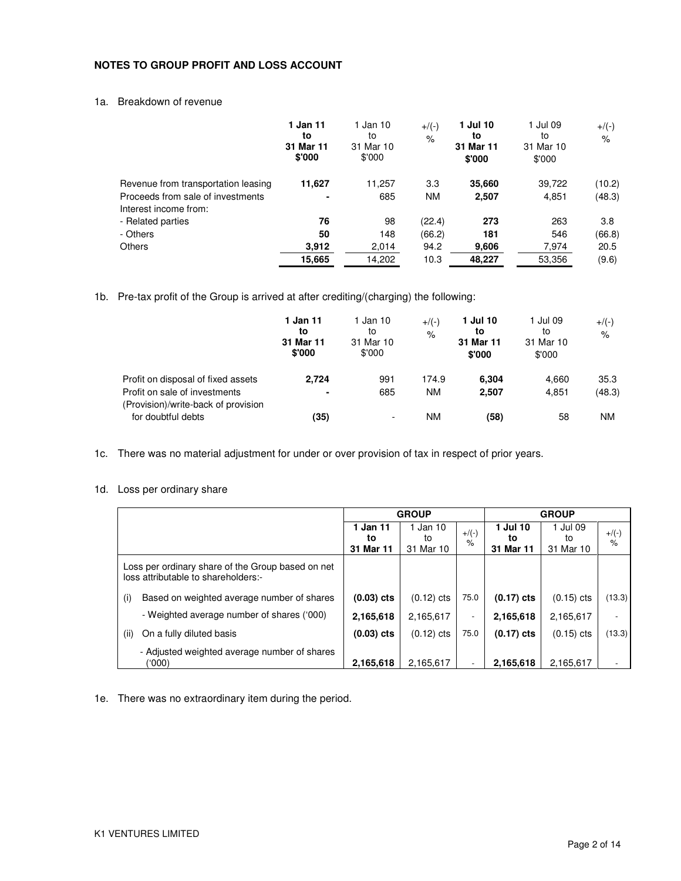## NOTES TO GROUP PROFIT AND LOSS ACCOUNT

1a. Breakdown of revenue

| | **1 Jan 11 to 31 Mar 11 $'000** | 1 Jan 10 to 31 Mar 10 $'000 | +/(-) % | **1 Jul 10 to 31 Mar 11 $'000** | 1 Jul 09 to 31 Mar 10 $'000 | +/(-) % |
|---|---|---|---|---|---|---|
| Revenue from transportation leasing | **11,627** | 11,257 | 3.3 | **35,660** | 39,722 | (10.2) |
| Proceeds from sale of investments | **-** | 685 | NM | **2,507** | 4,851 | (48.3) |
| Interest income from: | | | | | | |
| - Related parties | **76** | 98 | (22.4) | **273** | 263 | 3.8 |
| - Others | **50** | 148 | (66.2) | **181** | 546 | (66.8) |
| Others | **3,912** | 2,014 | 94.2 | **9,606** | 7,974 | 20.5 |
| | **15,665** | 14,202 | 10.3 | **48,227** | 53,356 | (9.6) |

1b. Pre-tax profit of the Group is arrived at after crediting/(charging) the following:

| | **1 Jan 11 to 31 Mar 11 $'000** | 1 Jan 10 to 31 Mar 10 $'000 | +/(-) % | **1 Jul 10 to 31 Mar 11 $'000** | 1 Jul 09 to 31 Mar 10 $'000 | +/(-) % |
|---|---|---|---|---|---|---|
| Profit on disposal of fixed assets | **2,724** | 991 | 174.9 | **6,304** | 4,660 | 35.3 |
| Profit on sale of investments | **-** | 685 | NM | **2,507** | 4,851 | (48.3) |
| (Provision)/write-back of provision for doubtful debts | **(35)** | - | NM | **(58)** | 58 | NM |

1c. There was no material adjustment for under or over provision of tax in respect of prior years.

1d. Loss per ordinary share

| | **GROUP** | | | **GROUP** | | |
|---|---|---|---|---|---|---|
| | **1 Jan 11 to 31 Mar 11** | 1 Jan 10 to 31 Mar 10 | +/(-) % | **1 Jul 10 to 31 Mar 11** | 1 Jul 09 to 31 Mar 10 | +/(-) % |
| Loss per ordinary share of the Group based on net loss attributable to shareholders:- | | | | | | |
| (i) Based on weighted average number of shares | **(0.03) cts** | (0.12) cts | 75.0 | **(0.17) cts** | (0.15) cts | (13.3) |
| - Weighted average number of shares ('000) | **2,165,618** | 2,165,617 | - | **2,165,618** | 2,165,617 | - |
| (ii) On a fully diluted basis | **(0.03) cts** | (0.12) cts | 75.0 | **(0.17) cts** | (0.15) cts | (13.3) |
| - Adjusted weighted average number of shares ('000) | **2,165,618** | 2,165,617 | - | **2,165,618** | 2,165,617 | - |

1e. There was no extraordinary item during the period.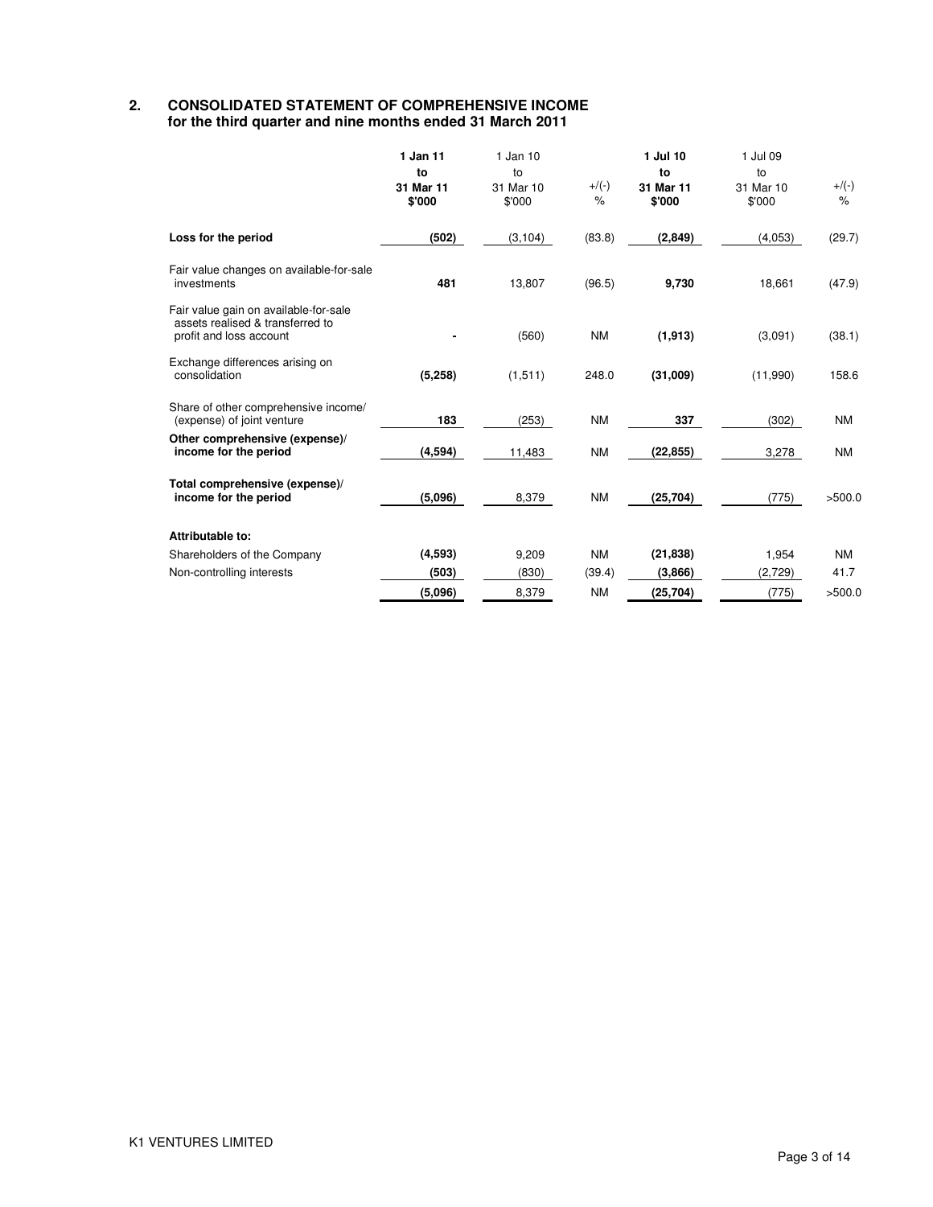## 2. CONSOLIDATED STATEMENT OF COMPREHENSIVE INCOME
**for the third quarter and nine months ended 31 March 2011**

| | **1 Jan 11 to 31 Mar 11 $'000** | 1 Jan 10 to 31 Mar 10 $'000 | +/(-) % | **1 Jul 10 to 31 Mar 11 $'000** | 1 Jul 09 to 31 Mar 10 $'000 | +/(-) % |
|---|---|---|---|---|---|---|
| **Loss for the period** | **(502)** | (3,104) | (83.8) | **(2,849)** | (4,053) | (29.7) |
| Fair value changes on available-for-sale investments | **481** | 13,807 | (96.5) | **9,730** | 18,661 | (47.9) |
| Fair value gain on available-for-sale assets realised & transferred to profit and loss account | **-** | (560) | NM | **(1,913)** | (3,091) | (38.1) |
| Exchange differences arising on consolidation | **(5,258)** | (1,511) | 248.0 | **(31,009)** | (11,990) | 158.6 |
| Share of other comprehensive income/ (expense) of joint venture | **183** | (253) | NM | **337** | (302) | NM |
| **Other comprehensive (expense)/ income for the period** | **(4,594)** | 11,483 | NM | **(22,855)** | 3,278 | NM |
| **Total comprehensive (expense)/ income for the period** | **(5,096)** | 8,379 | NM | **(25,704)** | (775) | >500.0 |
| **Attributable to:** | | | | | | |
| Shareholders of the Company | **(4,593)** | 9,209 | NM | **(21,838)** | 1,954 | NM |
| Non-controlling interests | **(503)** | (830) | (39.4) | **(3,866)** | (2,729) | 41.7 |
| | **(5,096)** | 8,379 | NM | **(25,704)** | (775) | >500.0 |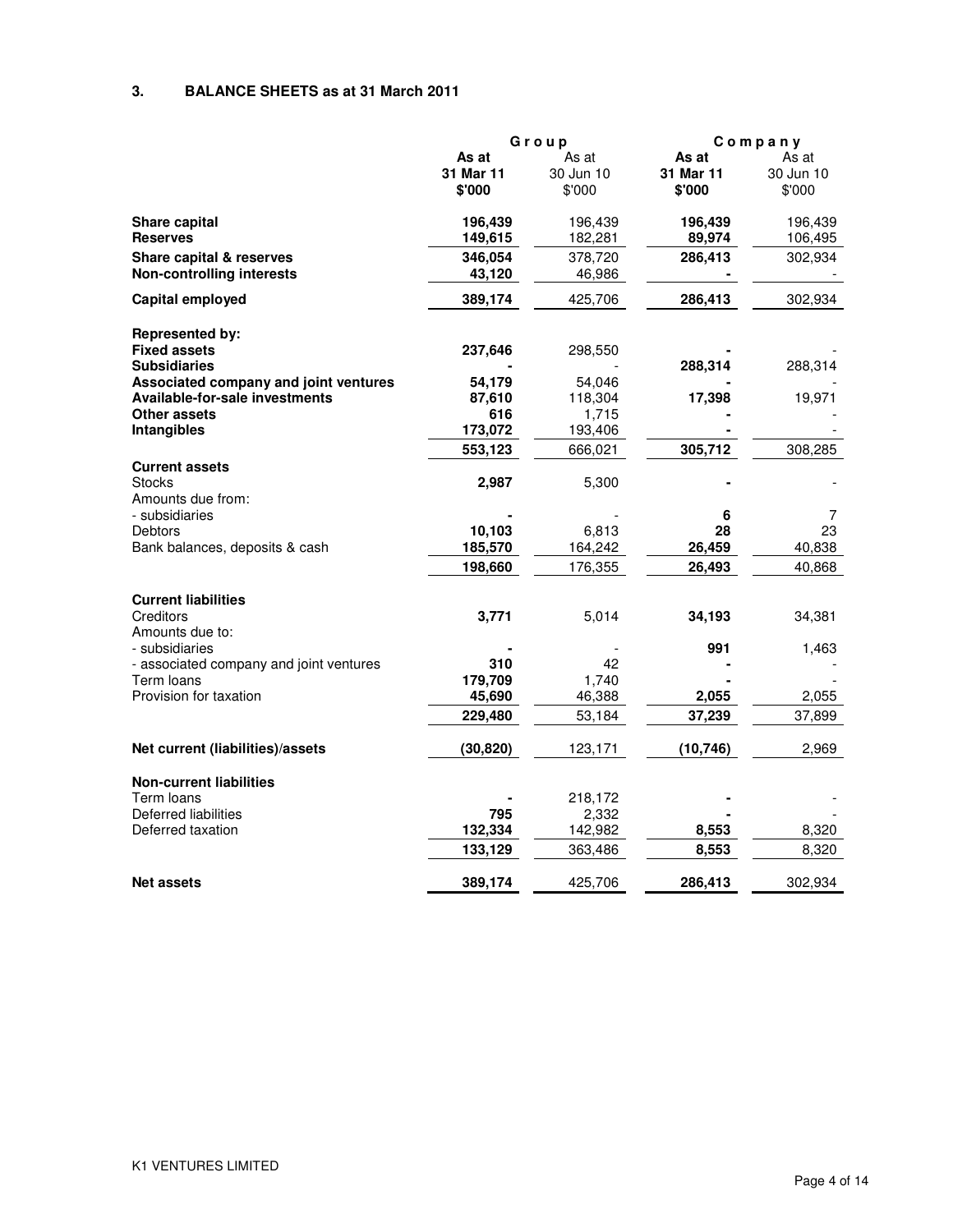## 3. BALANCE SHEETS as at 31 March 2011

| | Group | | Company | |
|---|---|---|---|---|
| | **As at 31 Mar 11 $'000** | As at 30 Jun 10 $'000 | **As at 31 Mar 11 $'000** | As at 30 Jun 10 $'000 |
| **Share capital** | **196,439** | 196,439 | **196,439** | 196,439 |
| **Reserves** | **149,615** | 182,281 | **89,974** | 106,495 |
| **Share capital & reserves** | **346,054** | 378,720 | **286,413** | 302,934 |
| **Non-controlling interests** | **43,120** | 46,986 | **-** | - |
| **Capital employed** | **389,174** | 425,706 | **286,413** | 302,934 |
| | | | | |
| **Represented by:** | | | | |
| **Fixed assets** | **237,646** | 298,550 | **-** | - |
| **Subsidiaries** | **-** | - | **288,314** | 288,314 |
| **Associated company and joint ventures** | **54,179** | 54,046 | **-** | - |
| **Available-for-sale investments** | **87,610** | 118,304 | **17,398** | 19,971 |
| **Other assets** | **616** | 1,715 | **-** | - |
| **Intangibles** | **173,072** | 193,406 | **-** | - |
| | **553,123** | 666,021 | **305,712** | 308,285 |
| **Current assets** | | | | |
| Stocks | **2,987** | 5,300 | **-** | - |
| Amounts due from: | | | | |
| - subsidiaries | **-** | - | **6** | 7 |
| Debtors | **10,103** | 6,813 | **28** | 23 |
| Bank balances, deposits & cash | **185,570** | 164,242 | **26,459** | 40,838 |
| | **198,660** | 176,355 | **26,493** | 40,868 |
| | | | | |
| **Current liabilities** | | | | |
| Creditors | **3,771** | 5,014 | **34,193** | 34,381 |
| Amounts due to: | | | | |
| - subsidiaries | **-** | - | **991** | 1,463 |
| - associated company and joint ventures | **310** | 42 | **-** | - |
| Term loans | **179,709** | 1,740 | **-** | - |
| Provision for taxation | **45,690** | 46,388 | **2,055** | 2,055 |
| | **229,480** | 53,184 | **37,239** | 37,899 |
| | | | | |
| **Net current (liabilities)/assets** | **(30,820)** | 123,171 | **(10,746)** | 2,969 |
| | | | | |
| **Non-current liabilities** | | | | |
| Term loans | **-** | 218,172 | **-** | - |
| Deferred liabilities | **795** | 2,332 | **-** | - |
| Deferred taxation | **132,334** | 142,982 | **8,553** | 8,320 |
| | **133,129** | 363,486 | **8,553** | 8,320 |
| | | | | |
| **Net assets** | **389,174** | 425,706 | **286,413** | 302,934 |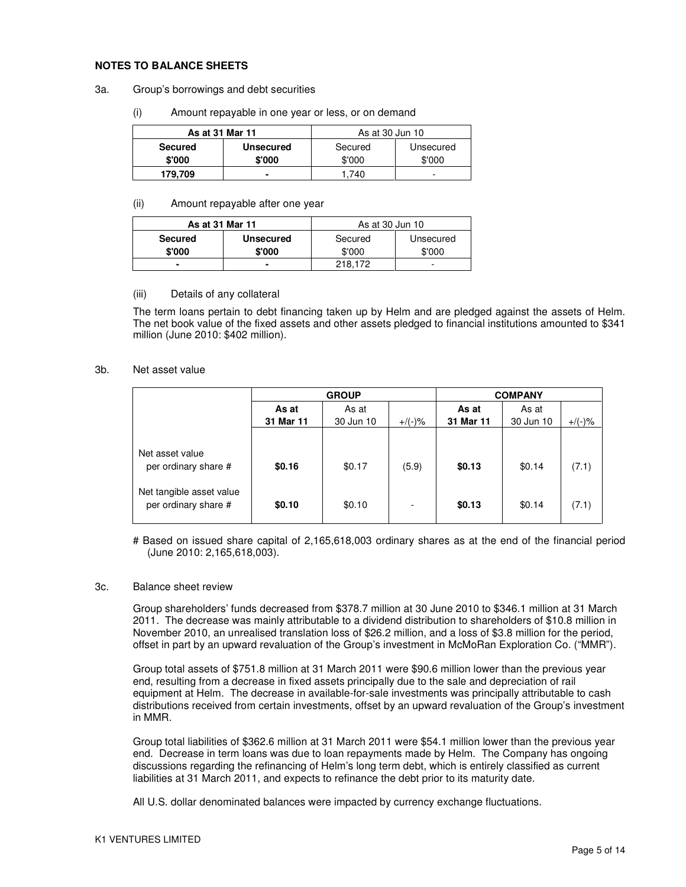**NOTES TO BALANCE SHEETS**

3a. Group's borrowings and debt securities

(i) Amount repayable in one year or less, or on demand

| **As at 31 Mar 11** | | As at 30 Jun 10 | |
|---|---|---|---|
| **Secured** | **Unsecured** | Secured | Unsecured |
| **$'000** | **$'000** | $'000 | $'000 |
| **179,709** | **-** | 1,740 | - |

(ii) Amount repayable after one year

| **As at 31 Mar 11** | | As at 30 Jun 10 | |
|---|---|---|---|
| **Secured** | **Unsecured** | Secured | Unsecured |
| **$'000** | **$'000** | $'000 | $'000 |
| **-** | **-** | 218,172 | - |

(iii) Details of any collateral

The term loans pertain to debt financing taken up by Helm and are pledged against the assets of Helm. The net book value of the fixed assets and other assets pledged to financial institutions amounted to $341 million (June 2010: $402 million).

3b. Net asset value

| | **GROUP** | | | **COMPANY** | | |
|---|---|---|---|---|---|---|
| | **As at 31 Mar 11** | As at 30 Jun 10 | +/(-)% | **As at 31 Mar 11** | As at 30 Jun 10 | +/(-)% |
| Net asset value per ordinary share # | **$0.16** | $0.17 | (5.9) | **$0.13** | $0.14 | (7.1) |
| Net tangible asset value per ordinary share # | **$0.10** | $0.10 | - | **$0.13** | $0.14 | (7.1) |

# Based on issued share capital of 2,165,618,003 ordinary shares as at the end of the financial period (June 2010: 2,165,618,003).

3c. Balance sheet review

Group shareholders' funds decreased from $378.7 million at 30 June 2010 to $346.1 million at 31 March 2011. The decrease was mainly attributable to a dividend distribution to shareholders of $10.8 million in November 2010, an unrealised translation loss of $26.2 million, and a loss of $3.8 million for the period, offset in part by an upward revaluation of the Group's investment in McMoRan Exploration Co. ("MMR").

Group total assets of $751.8 million at 31 March 2011 were $90.6 million lower than the previous year end, resulting from a decrease in fixed assets principally due to the sale and depreciation of rail equipment at Helm. The decrease in available-for-sale investments was principally attributable to cash distributions received from certain investments, offset by an upward revaluation of the Group's investment in MMR.

Group total liabilities of $362.6 million at 31 March 2011 were $54.1 million lower than the previous year end. Decrease in term loans was due to loan repayments made by Helm. The Company has ongoing discussions regarding the refinancing of Helm's long term debt, which is entirely classified as current liabilities at 31 March 2011, and expects to refinance the debt prior to its maturity date.

All U.S. dollar denominated balances were impacted by currency exchange fluctuations.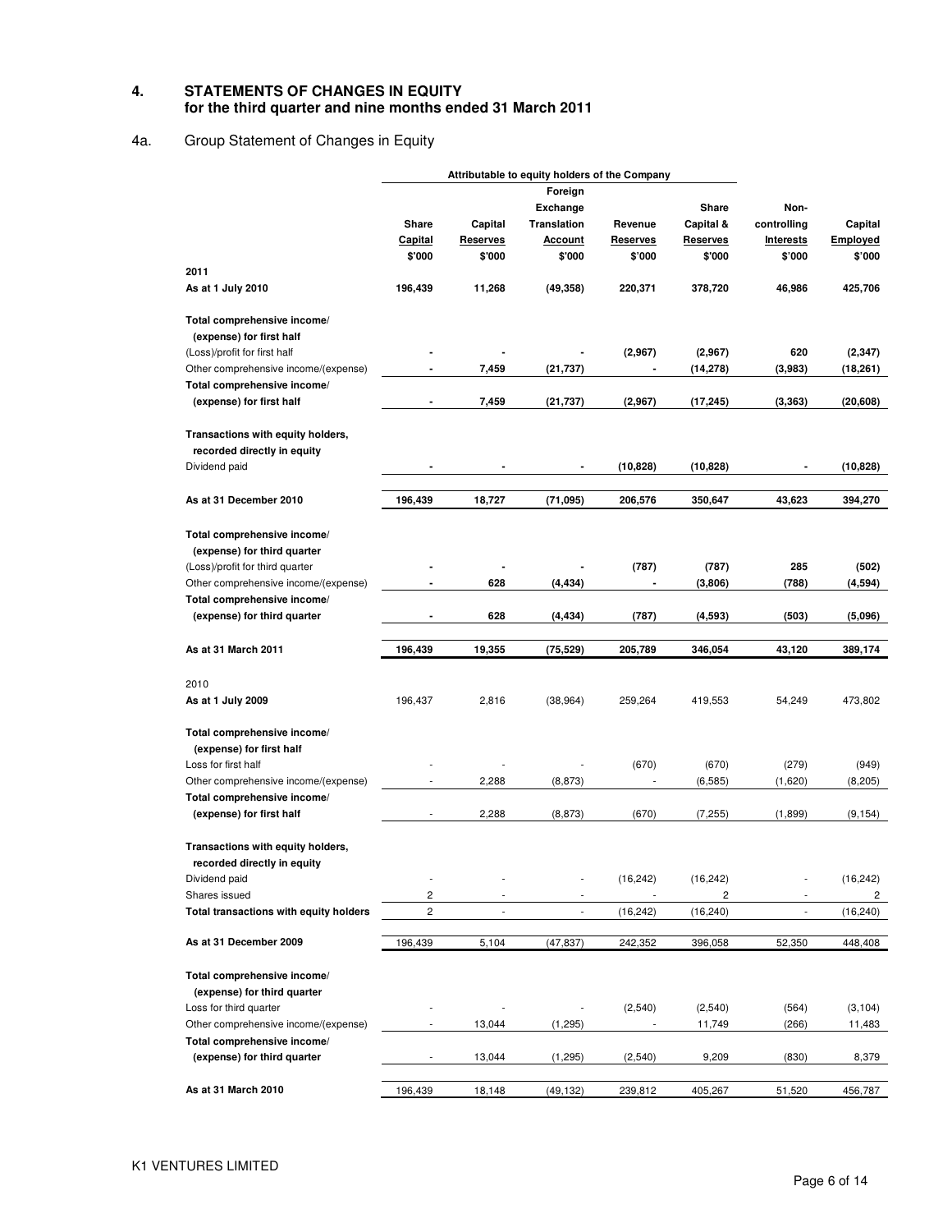## 4. STATEMENTS OF CHANGES IN EQUITY for the third quarter and nine months ended 31 March 2011

### 4a. Group Statement of Changes in Equity

| | Attributable to equity holders of the Company | | | | | | |
|---|---|---|---|---|---|---|---|
| | **Share Capital** | **Capital Reserves** | **Foreign Exchange Translation Account** | **Revenue Reserves** | **Share Capital & Reserves** | **Non-controlling Interests** | **Capital Employed** |
| | **\$'000** | **\$'000** | **\$'000** | **\$'000** | **\$'000** | **\$'000** | **\$'000** |
| **2011** | | | | | | | |
| **As at 1 July 2010** | **196,439** | **11,268** | **(49,358)** | **220,371** | **378,720** | **46,986** | **425,706** |
| **Total comprehensive income/ (expense) for first half** | | | | | | | |
| (Loss)/profit for first half | **-** | **-** | **-** | **(2,967)** | **(2,967)** | **620** | **(2,347)** |
| Other comprehensive income/(expense) | **-** | **7,459** | **(21,737)** | **-** | **(14,278)** | **(3,983)** | **(18,261)** |
| **Total comprehensive income/ (expense) for first half** | **-** | **7,459** | **(21,737)** | **(2,967)** | **(17,245)** | **(3,363)** | **(20,608)** |
| **Transactions with equity holders, recorded directly in equity** | | | | | | | |
| Dividend paid | **-** | **-** | **-** | **(10,828)** | **(10,828)** | **-** | **(10,828)** |
| **As at 31 December 2010** | **196,439** | **18,727** | **(71,095)** | **206,576** | **350,647** | **43,623** | **394,270** |
| **Total comprehensive income/ (expense) for third quarter** | | | | | | | |
| (Loss)/profit for third quarter | **-** | **-** | **-** | **(787)** | **(787)** | **285** | **(502)** |
| Other comprehensive income/(expense) | **-** | **628** | **(4,434)** | **-** | **(3,806)** | **(788)** | **(4,594)** |
| **Total comprehensive income/ (expense) for third quarter** | **-** | **628** | **(4,434)** | **(787)** | **(4,593)** | **(503)** | **(5,096)** |
| **As at 31 March 2011** | **196,439** | **19,355** | **(75,529)** | **205,789** | **346,054** | **43,120** | **389,174** |
| 2010 | | | | | | | |
| **As at 1 July 2009** | 196,437 | 2,816 | (38,964) | 259,264 | 419,553 | 54,249 | 473,802 |
| **Total comprehensive income/ (expense) for first half** | | | | | | | |
| Loss for first half | - | - | - | (670) | (670) | (279) | (949) |
| Other comprehensive income/(expense) | - | 2,288 | (8,873) | - | (6,585) | (1,620) | (8,205) |
| **Total comprehensive income/ (expense) for first half** | - | 2,288 | (8,873) | (670) | (7,255) | (1,899) | (9,154) |
| **Transactions with equity holders, recorded directly in equity** | | | | | | | |
| Dividend paid | - | - | - | (16,242) | (16,242) | - | (16,242) |
| Shares issued | 2 | - | - | - | 2 | - | 2 |
| **Total transactions with equity holders** | 2 | - | - | (16,242) | (16,240) | - | (16,240) |
| **As at 31 December 2009** | 196,439 | 5,104 | (47,837) | 242,352 | 396,058 | 52,350 | 448,408 |
| **Total comprehensive income/ (expense) for third quarter** | | | | | | | |
| Loss for third quarter | - | - | - | (2,540) | (2,540) | (564) | (3,104) |
| Other comprehensive income/(expense) | - | 13,044 | (1,295) | - | 11,749 | (266) | 11,483 |
| **Total comprehensive income/ (expense) for third quarter** | - | 13,044 | (1,295) | (2,540) | 9,209 | (830) | 8,379 |
| **As at 31 March 2010** | 196,439 | 18,148 | (49,132) | 239,812 | 405,267 | 51,520 | 456,787 |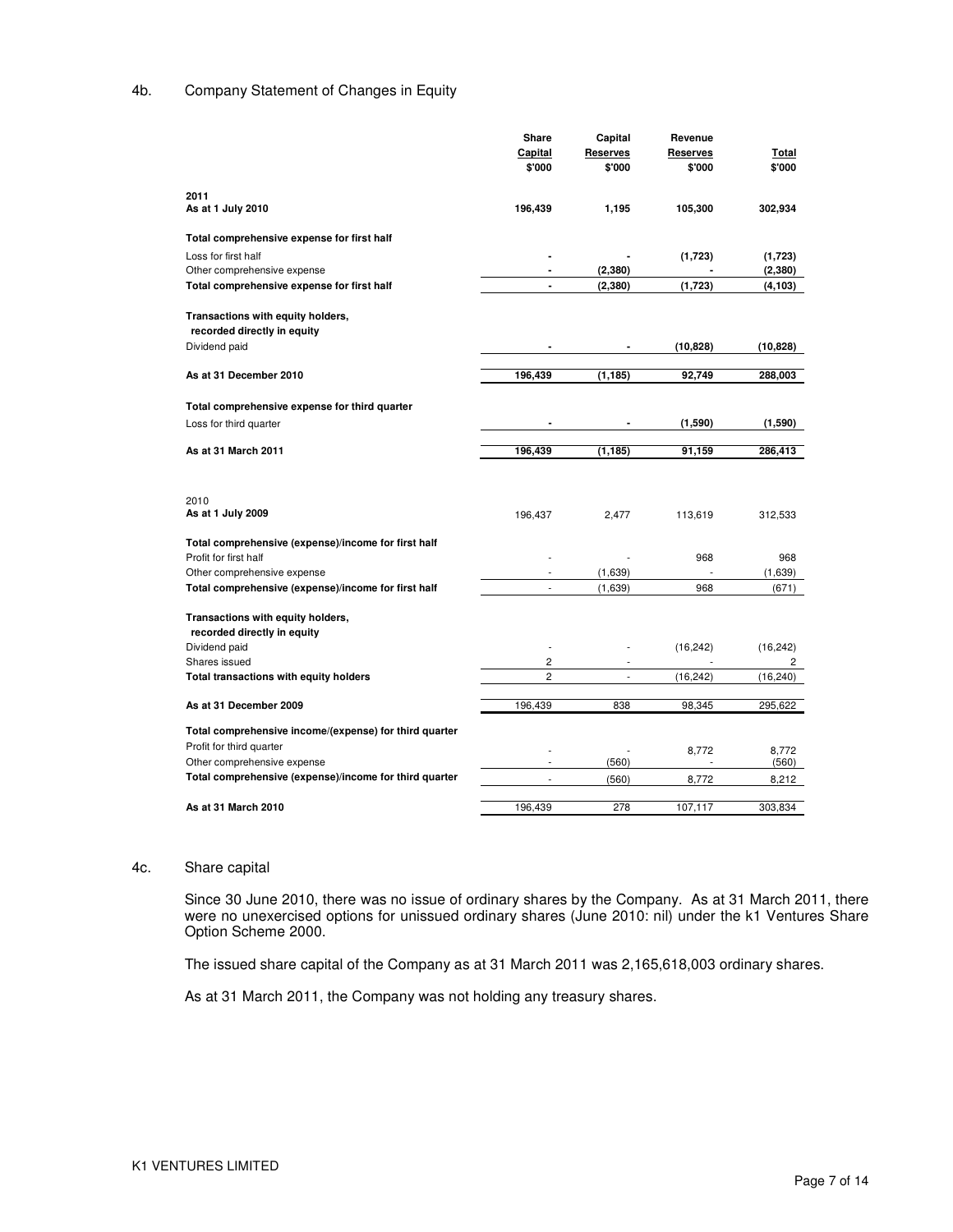## 4b. Company Statement of Changes in Equity

| | Share Capital $'000 | Capital Reserves $'000 | Revenue Reserves $'000 | Total $'000 |
|---|---|---|---|---|
| **2011** | | | | |
| **As at 1 July 2010** | **196,439** | **1,195** | **105,300** | **302,934** |
| **Total comprehensive expense for first half** | | | | |
| Loss for first half | **-** | **-** | **(1,723)** | **(1,723)** |
| Other comprehensive expense | **-** | **(2,380)** | **-** | **(2,380)** |
| **Total comprehensive expense for first half** | **-** | **(2,380)** | **(1,723)** | **(4,103)** |
| **Transactions with equity holders, recorded directly in equity** | | | | |
| Dividend paid | **-** | **-** | **(10,828)** | **(10,828)** |
| **As at 31 December 2010** | **196,439** | **(1,185)** | **92,749** | **288,003** |
| **Total comprehensive expense for third quarter** | | | | |
| Loss for third quarter | **-** | **-** | **(1,590)** | **(1,590)** |
| **As at 31 March 2011** | **196,439** | **(1,185)** | **91,159** | **286,413** |
| 2010 | | | | |
| **As at 1 July 2009** | 196,437 | 2,477 | 113,619 | 312,533 |
| **Total comprehensive (expense)/income for first half** | | | | |
| Profit for first half | - | - | 968 | 968 |
| Other comprehensive expense | - | (1,639) | - | (1,639) |
| **Total comprehensive (expense)/income for first half** | - | (1,639) | 968 | (671) |
| **Transactions with equity holders, recorded directly in equity** | | | | |
| Dividend paid | - | - | (16,242) | (16,242) |
| Shares issued | 2 | - | - | 2 |
| **Total transactions with equity holders** | 2 | - | (16,242) | (16,240) |
| **As at 31 December 2009** | 196,439 | 838 | 98,345 | 295,622 |
| **Total comprehensive income/(expense) for third quarter** | | | | |
| Profit for third quarter | - | - | 8,772 | 8,772 |
| Other comprehensive expense | - | (560) | - | (560) |
| **Total comprehensive (expense)/income for third quarter** | - | (560) | 8,772 | 8,212 |
| **As at 31 March 2010** | 196,439 | 278 | 107,117 | 303,834 |

## 4c. Share capital

Since 30 June 2010, there was no issue of ordinary shares by the Company. As at 31 March 2011, there were no unexercised options for unissued ordinary shares (June 2010: nil) under the k1 Ventures Share Option Scheme 2000.

The issued share capital of the Company as at 31 March 2011 was 2,165,618,003 ordinary shares.

As at 31 March 2011, the Company was not holding any treasury shares.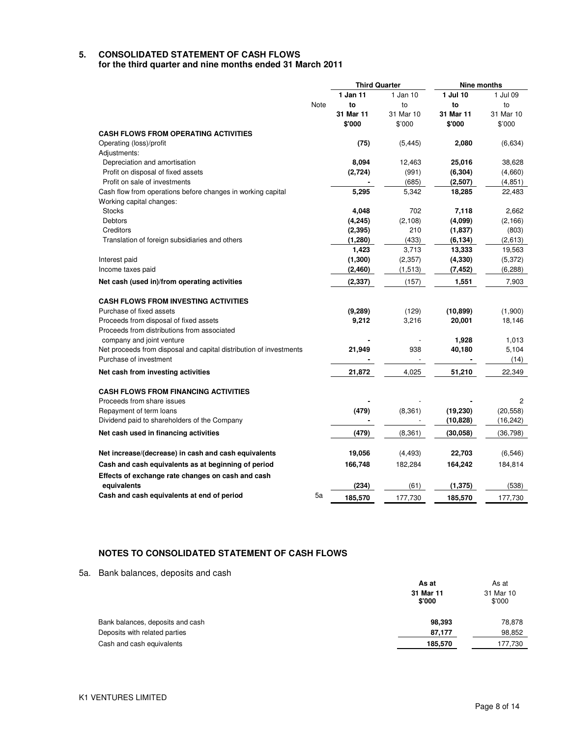## 5. CONSOLIDATED STATEMENT OF CASH FLOWS

**for the third quarter and nine months ended 31 March 2011**

| | Note | Third Quarter | | Nine months | |
|---|---|---|---|---|---|
| | | **1 Jan 11 to 31 Mar 11** | 1 Jan 10 to 31 Mar 10 | **1 Jul 10 to 31 Mar 11** | 1 Jul 09 to 31 Mar 10 |
| | | **$'000** | $'000 | **$'000** | $'000 |
| **CASH FLOWS FROM OPERATING ACTIVITIES** | | | | | |
| Operating (loss)/profit | | **(75)** | (5,445) | **2,080** | (6,634) |
| Adjustments: | | | | | |
| Depreciation and amortisation | | **8,094** | 12,463 | **25,016** | 38,628 |
| Profit on disposal of fixed assets | | **(2,724)** | (991) | **(6,304)** | (4,660) |
| Profit on sale of investments | | **-** | (685) | **(2,507)** | (4,851) |
| Cash flow from operations before changes in working capital | | **5,295** | 5,342 | **18,285** | 22,483 |
| Working capital changes: | | | | | |
| Stocks | | **4,048** | 702 | **7,118** | 2,662 |
| Debtors | | **(4,245)** | (2,108) | **(4,099)** | (2,166) |
| Creditors | | **(2,395)** | 210 | **(1,837)** | (803) |
| Translation of foreign subsidiaries and others | | **(1,280)** | (433) | **(6,134)** | (2,613) |
| | | **1,423** | 3,713 | **13,333** | 19,563 |
| Interest paid | | **(1,300)** | (2,357) | **(4,330)** | (5,372) |
| Income taxes paid | | **(2,460)** | (1,513) | **(7,452)** | (6,288) |
| **Net cash (used in)/from operating activities** | | **(2,337)** | (157) | **1,551** | 7,903 |
| **CASH FLOWS FROM INVESTING ACTIVITIES** | | | | | |
| Purchase of fixed assets | | **(9,289)** | (129) | **(10,899)** | (1,900) |
| Proceeds from disposal of fixed assets | | **9,212** | 3,216 | **20,001** | 18,146 |
| Proceeds from distributions from associated company and joint venture | | **-** | - | **1,928** | 1,013 |
| Net proceeds from disposal and capital distribution of investments | | **21,949** | 938 | **40,180** | 5,104 |
| Purchase of investment | | **-** | - | **-** | (14) |
| **Net cash from investing activities** | | **21,872** | 4,025 | **51,210** | 22,349 |
| **CASH FLOWS FROM FINANCING ACTIVITIES** | | | | | |
| Proceeds from share issues | | **-** | - | **-** | 2 |
| Repayment of term loans | | **(479)** | (8,361) | **(19,230)** | (20,558) |
| Dividend paid to shareholders of the Company | | **-** | - | **(10,828)** | (16,242) |
| **Net cash used in financing activities** | | **(479)** | (8,361) | **(30,058)** | (36,798) |
| **Net increase/(decrease) in cash and cash equivalents** | | **19,056** | (4,493) | **22,703** | (6,546) |
| **Cash and cash equivalents as at beginning of period** | | **166,748** | 182,284 | **164,242** | 184,814 |
| **Effects of exchange rate changes on cash and cash equivalents** | | **(234)** | (61) | **(1,375)** | (538) |
| **Cash and cash equivalents at end of period** | 5a | **185,570** | 177,730 | **185,570** | 177,730 |

### NOTES TO CONSOLIDATED STATEMENT OF CASH FLOWS

5a. Bank balances, deposits and cash

| | **As at 31 Mar 11 $'000** | As at 31 Mar 10 $'000 |
|---|---|---|
| Bank balances, deposits and cash | **98,393** | 78,878 |
| Deposits with related parties | **87,177** | 98,852 |
| Cash and cash equivalents | **185,570** | 177,730 |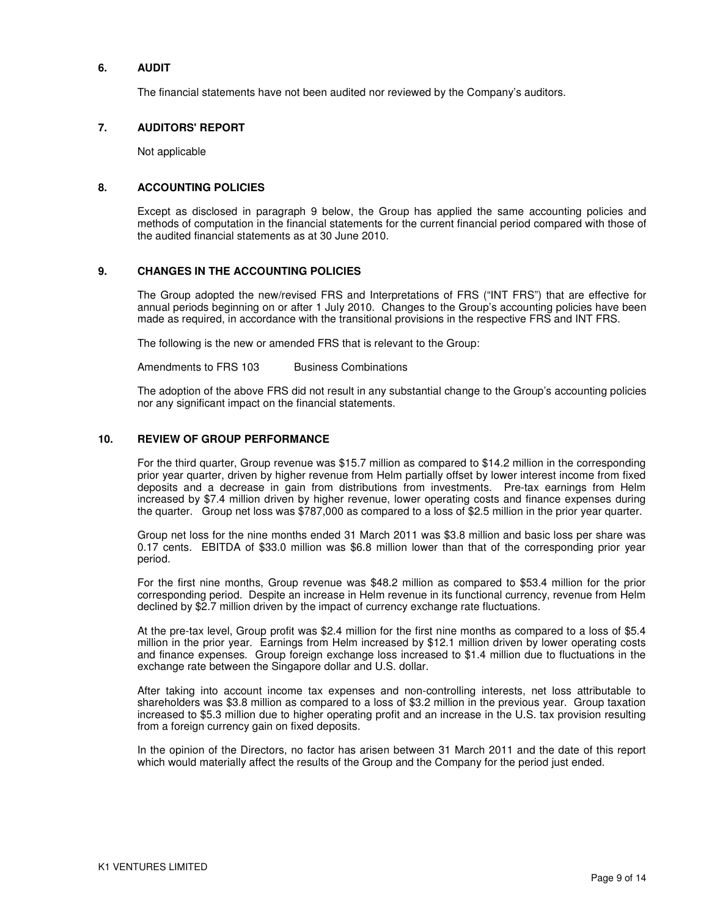## 6. AUDIT

The financial statements have not been audited nor reviewed by the Company's auditors.

## 7. AUDITORS' REPORT

Not applicable

## 8. ACCOUNTING POLICIES

Except as disclosed in paragraph 9 below, the Group has applied the same accounting policies and methods of computation in the financial statements for the current financial period compared with those of the audited financial statements as at 30 June 2010.

## 9. CHANGES IN THE ACCOUNTING POLICIES

The Group adopted the new/revised FRS and Interpretations of FRS ("INT FRS") that are effective for annual periods beginning on or after 1 July 2010. Changes to the Group's accounting policies have been made as required, in accordance with the transitional provisions in the respective FRS and INT FRS.

The following is the new or amended FRS that is relevant to the Group:

Amendments to FRS 103 Business Combinations

The adoption of the above FRS did not result in any substantial change to the Group's accounting policies nor any significant impact on the financial statements.

## 10. REVIEW OF GROUP PERFORMANCE

For the third quarter, Group revenue was $15.7 million as compared to $14.2 million in the corresponding prior year quarter, driven by higher revenue from Helm partially offset by lower interest income from fixed deposits and a decrease in gain from distributions from investments. Pre-tax earnings from Helm increased by $7.4 million driven by higher revenue, lower operating costs and finance expenses during the quarter. Group net loss was $787,000 as compared to a loss of $2.5 million in the prior year quarter.

Group net loss for the nine months ended 31 March 2011 was $3.8 million and basic loss per share was 0.17 cents. EBITDA of $33.0 million was $6.8 million lower than that of the corresponding prior year period.

For the first nine months, Group revenue was $48.2 million as compared to $53.4 million for the prior corresponding period. Despite an increase in Helm revenue in its functional currency, revenue from Helm declined by $2.7 million driven by the impact of currency exchange rate fluctuations.

At the pre-tax level, Group profit was $2.4 million for the first nine months as compared to a loss of $5.4 million in the prior year. Earnings from Helm increased by $12.1 million driven by lower operating costs and finance expenses. Group foreign exchange loss increased to $1.4 million due to fluctuations in the exchange rate between the Singapore dollar and U.S. dollar.

After taking into account income tax expenses and non-controlling interests, net loss attributable to shareholders was $3.8 million as compared to a loss of $3.2 million in the previous year. Group taxation increased to $5.3 million due to higher operating profit and an increase in the U.S. tax provision resulting from a foreign currency gain on fixed deposits.

In the opinion of the Directors, no factor has arisen between 31 March 2011 and the date of this report which would materially affect the results of the Group and the Company for the period just ended.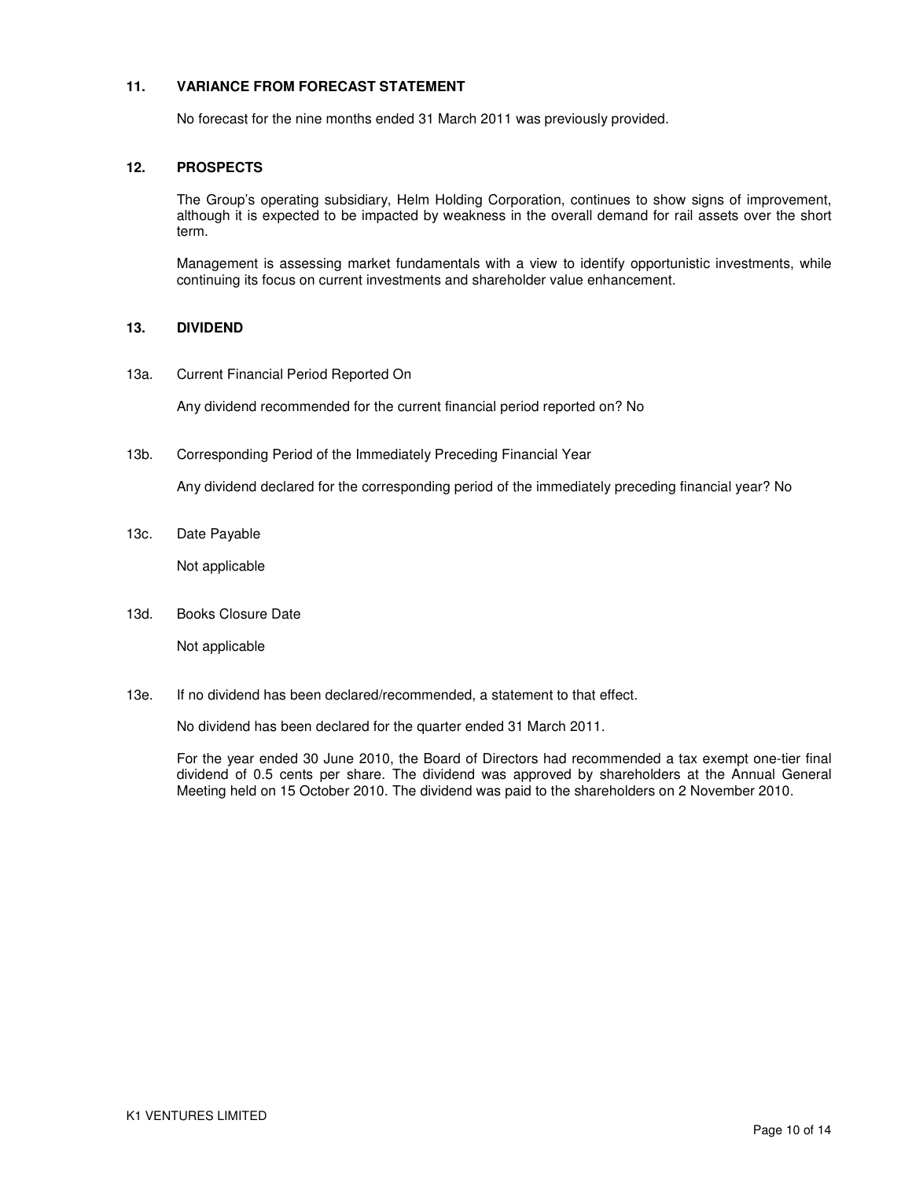## 11. VARIANCE FROM FORECAST STATEMENT

No forecast for the nine months ended 31 March 2011 was previously provided.

## 12. PROSPECTS

The Group's operating subsidiary, Helm Holding Corporation, continues to show signs of improvement, although it is expected to be impacted by weakness in the overall demand for rail assets over the short term.

Management is assessing market fundamentals with a view to identify opportunistic investments, while continuing its focus on current investments and shareholder value enhancement.

## 13. DIVIDEND

13a. Current Financial Period Reported On

Any dividend recommended for the current financial period reported on? No

13b. Corresponding Period of the Immediately Preceding Financial Year

Any dividend declared for the corresponding period of the immediately preceding financial year? No

13c. Date Payable

Not applicable

13d. Books Closure Date

Not applicable

13e. If no dividend has been declared/recommended, a statement to that effect.

No dividend has been declared for the quarter ended 31 March 2011.

For the year ended 30 June 2010, the Board of Directors had recommended a tax exempt one-tier final dividend of 0.5 cents per share. The dividend was approved by shareholders at the Annual General Meeting held on 15 October 2010. The dividend was paid to the shareholders on 2 November 2010.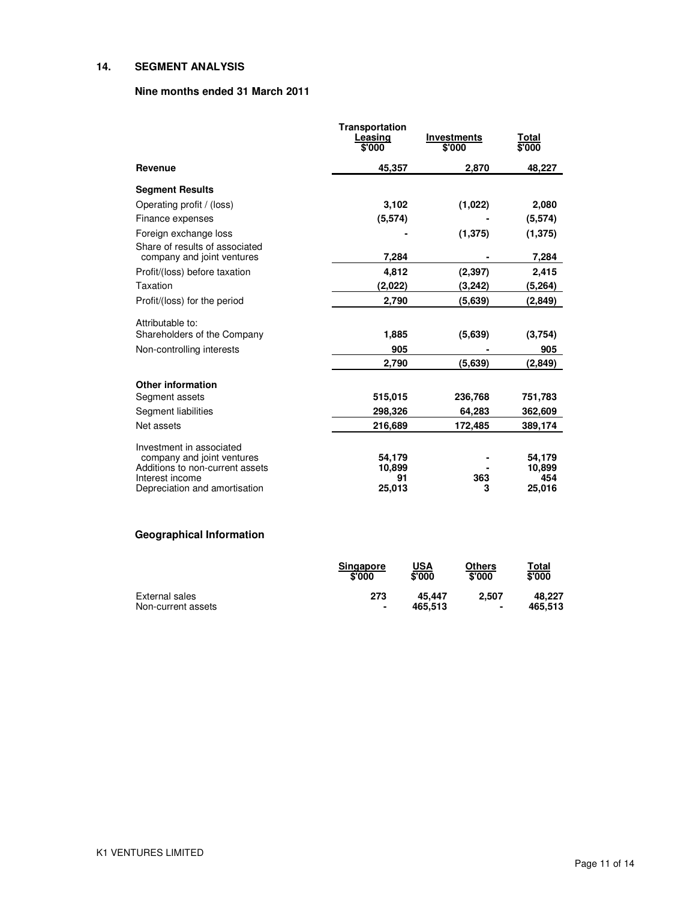## 14. SEGMENT ANALYSIS

### Nine months ended 31 March 2011

| | Transportation Leasing $'000 | Investments $'000 | Total $'000 |
|---|---|---|---|
| **Revenue** | **45,357** | **2,870** | **48,227** |
| **Segment Results** | | | |
| Operating profit / (loss) | **3,102** | **(1,022)** | **2,080** |
| Finance expenses | **(5,574)** | **-** | **(5,574)** |
| Foreign exchange loss | **-** | **(1,375)** | **(1,375)** |
| Share of results of associated company and joint ventures | **7,284** | **-** | **7,284** |
| Profit/(loss) before taxation | **4,812** | **(2,397)** | **2,415** |
| Taxation | **(2,022)** | **(3,242)** | **(5,264)** |
| Profit/(loss) for the period | **2,790** | **(5,639)** | **(2,849)** |
| Attributable to: | | | |
| Shareholders of the Company | **1,885** | **(5,639)** | **(3,754)** |
| Non-controlling interests | **905** | **-** | **905** |
| | **2,790** | **(5,639)** | **(2,849)** |
| **Other information** | | | |
| Segment assets | **515,015** | **236,768** | **751,783** |
| Segment liabilities | **298,326** | **64,283** | **362,609** |
| Net assets | **216,689** | **172,485** | **389,174** |
| Investment in associated company and joint ventures | **54,179** | **-** | **54,179** |
| Additions to non-current assets | **10,899** | **-** | **10,899** |
| Interest income | **91** | **363** | **454** |
| Depreciation and amortisation | **25,013** | **3** | **25,016** |

### Geographical Information

| | Singapore $'000 | USA $'000 | Others $'000 | Total $'000 |
|---|---|---|---|---|
| External sales | **273** | **45,447** | **2,507** | **48,227** |
| Non-current assets | **-** | **465,513** | **-** | **465,513** |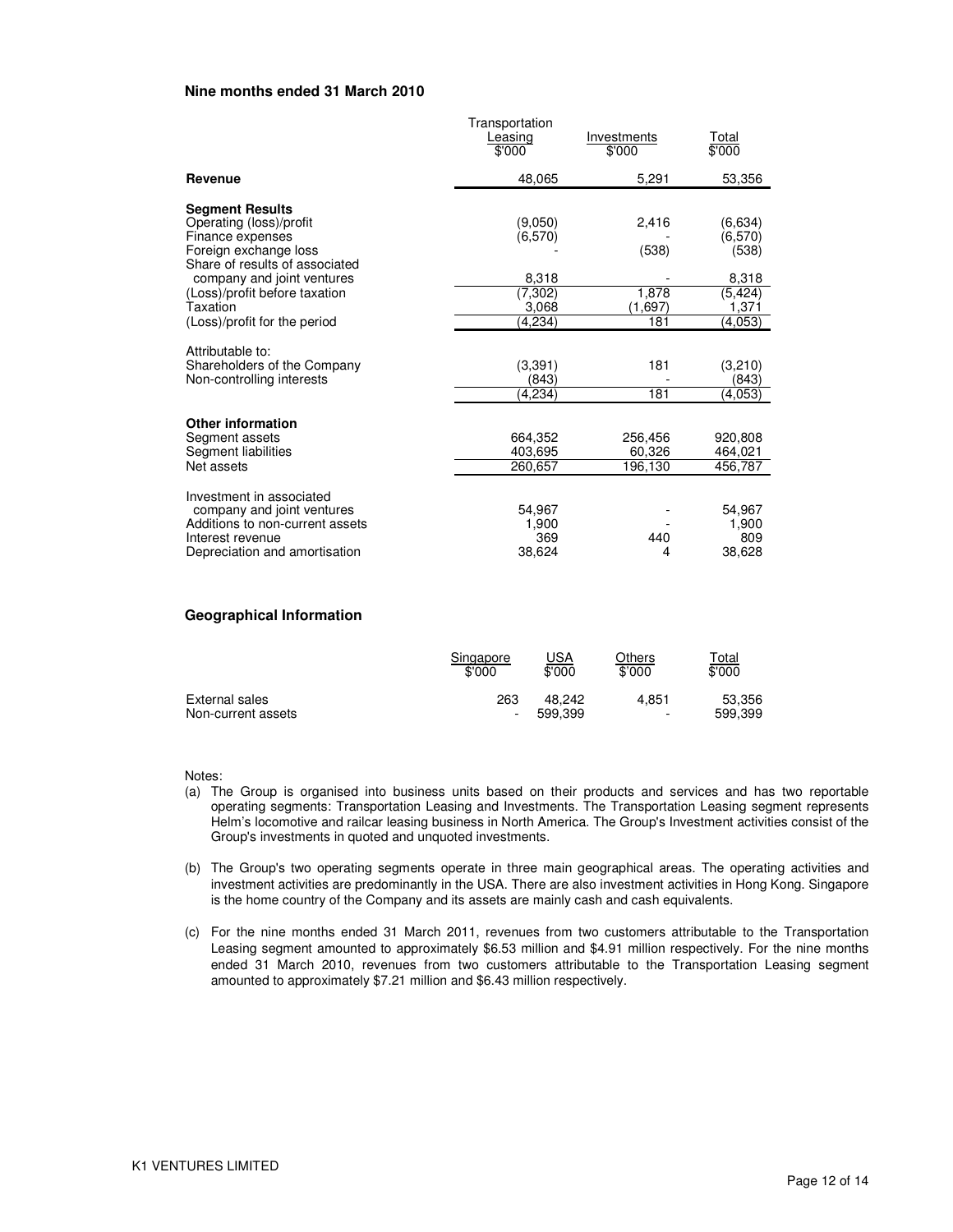**Nine months ended 31 March 2010**

| | Transportation Leasing $'000 | Investments $'000 | Total $'000 |
|---|---|---|---|
| **Revenue** | 48,065 | 5,291 | 53,356 |
| | | | |
| **Segment Results** | | | |
| Operating (loss)/profit | (9,050) | 2,416 | (6,634) |
| Finance expenses | (6,570) | - | (6,570) |
| Foreign exchange loss | - | (538) | (538) |
| Share of results of associated company and joint ventures | 8,318 | - | 8,318 |
| (Loss)/profit before taxation | (7,302) | 1,878 | (5,424) |
| Taxation | 3,068 | (1,697) | 1,371 |
| (Loss)/profit for the period | (4,234) | 181 | (4,053) |
| | | | |
| Attributable to: | | | |
| Shareholders of the Company | (3,391) | 181 | (3,210) |
| Non-controlling interests | (843) | - | (843) |
| | (4,234) | 181 | (4,053) |
| | | | |
| **Other information** | | | |
| Segment assets | 664,352 | 256,456 | 920,808 |
| Segment liabilities | 403,695 | 60,326 | 464,021 |
| Net assets | 260,657 | 196,130 | 456,787 |
| | | | |
| Investment in associated company and joint ventures | 54,967 | - | 54,967 |
| Additions to non-current assets | 1,900 | - | 1,900 |
| Interest revenue | 369 | 440 | 809 |
| Depreciation and amortisation | 38,624 | 4 | 38,628 |

**Geographical Information**

| | Singapore $'000 | USA $'000 | Others $'000 | Total $'000 |
|---|---|---|---|---|
| External sales | 263 | 48,242 | 4,851 | 53,356 |
| Non-current assets | - | 599,399 | - | 599,399 |

Notes:

(a) The Group is organised into business units based on their products and services and has two reportable operating segments: Transportation Leasing and Investments. The Transportation Leasing segment represents Helm's locomotive and railcar leasing business in North America. The Group's Investment activities consist of the Group's investments in quoted and unquoted investments.

(b) The Group's two operating segments operate in three main geographical areas. The operating activities and investment activities are predominantly in the USA. There are also investment activities in Hong Kong. Singapore is the home country of the Company and its assets are mainly cash and cash equivalents.

(c) For the nine months ended 31 March 2011, revenues from two customers attributable to the Transportation Leasing segment amounted to approximately $6.53 million and $4.91 million respectively. For the nine months ended 31 March 2010, revenues from two customers attributable to the Transportation Leasing segment amounted to approximately $7.21 million and $6.43 million respectively.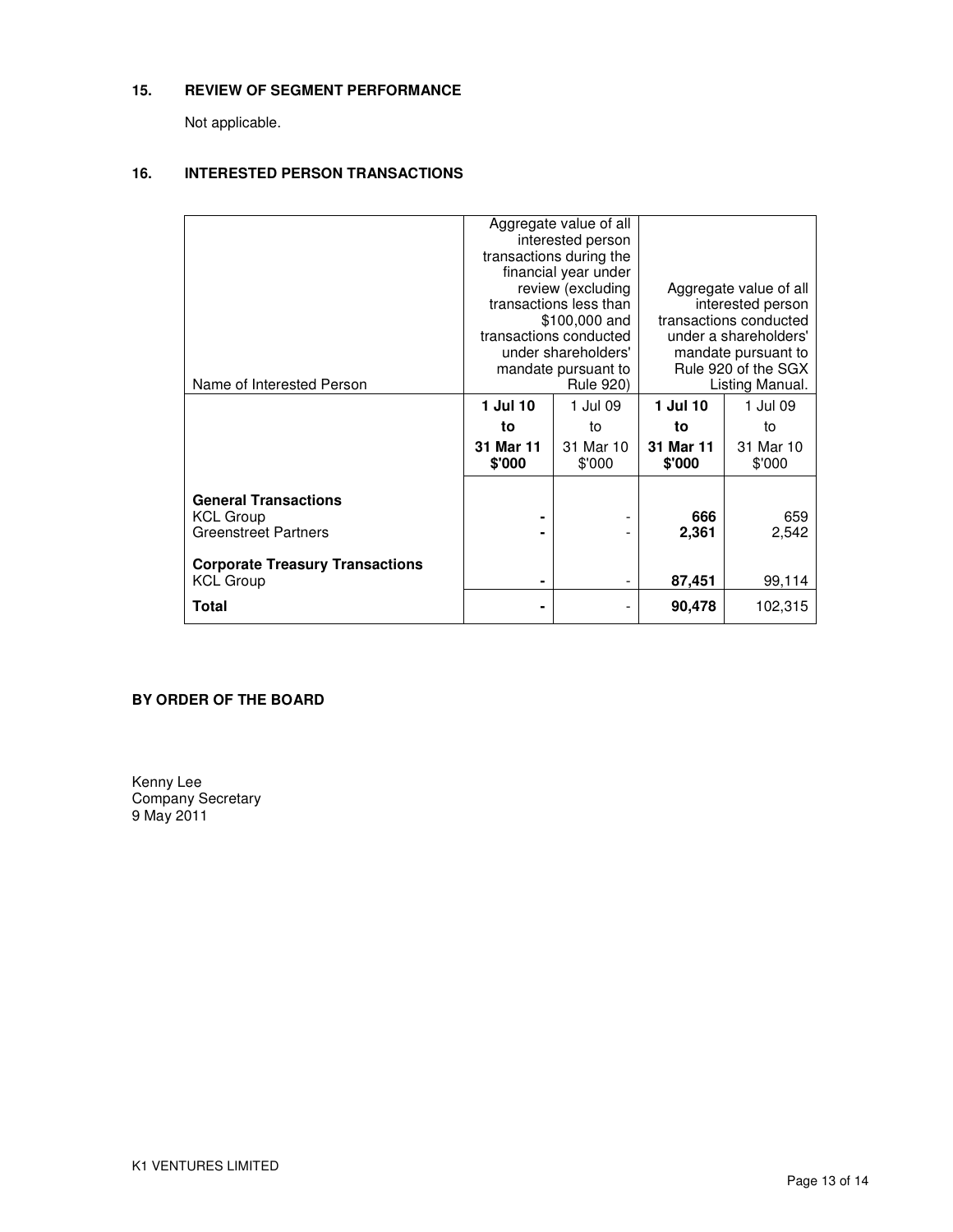## 15. REVIEW OF SEGMENT PERFORMANCE

Not applicable.

## 16. INTERESTED PERSON TRANSACTIONS

| Name of Interested Person | Aggregate value of all interested person transactions during the financial year under review (excluding transactions less than $100,000 and transactions conducted under shareholders' mandate pursuant to Rule 920) | | Aggregate value of all interested person transactions conducted under a shareholders' mandate pursuant to Rule 920 of the SGX Listing Manual. | |
|---|---|---|---|---|
| | **1 Jul 10 to 31 Mar 11 $'000** | 1 Jul 09 to 31 Mar 10 $'000 | **1 Jul 10 to 31 Mar 11 $'000** | 1 Jul 09 to 31 Mar 10 $'000 |
| **General Transactions** | | | | |
| KCL Group | **-** | - | **666** | 659 |
| Greenstreet Partners | **-** | - | **2,361** | 2,542 |
| **Corporate Treasury Transactions** | | | | |
| KCL Group | **-** | - | **87,451** | 99,114 |
| **Total** | **-** | - | **90,478** | 102,315 |

**BY ORDER OF THE BOARD**

Kenny Lee
Company Secretary
9 May 2011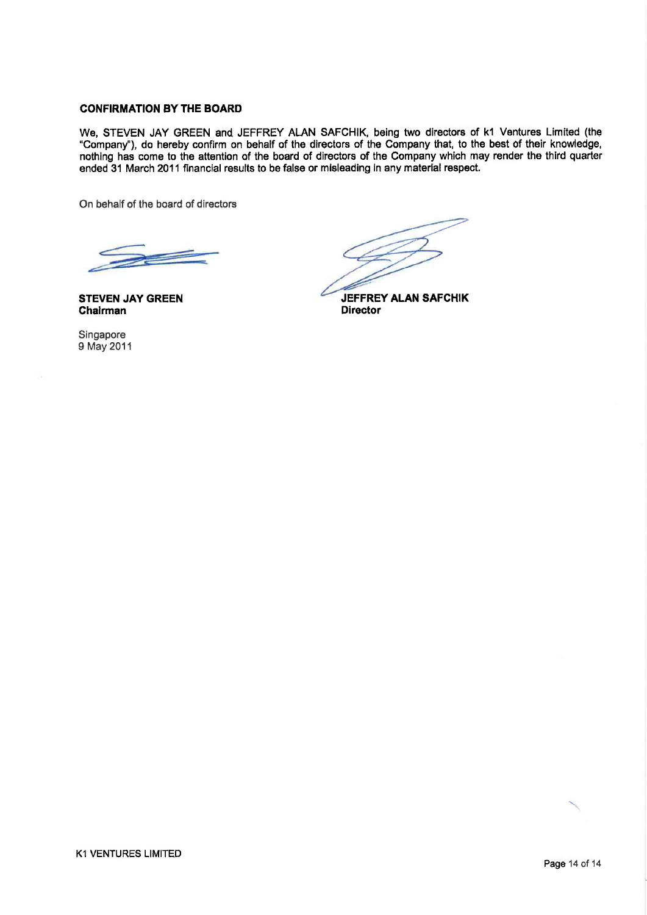**CONFIRMATION BY THE BOARD**

We, STEVEN JAY GREEN and JEFFREY ALAN SAFCHIK, being two directors of k1 Ventures Limited (the "Company"), do hereby confirm on behalf of the directors of the Company that, to the best of their knowledge, nothing has come to the attention of the board of directors of the Company which may render the third quarter ended 31 March 2011 financial results to be false or misleading in any material respect.

On behalf of the board of directors

**STEVEN JAY GREEN**
**Chairman**

**JEFFREY ALAN SAFCHIK**
**Director**

Singapore
9 May 2011

K1 VENTURES LIMITED